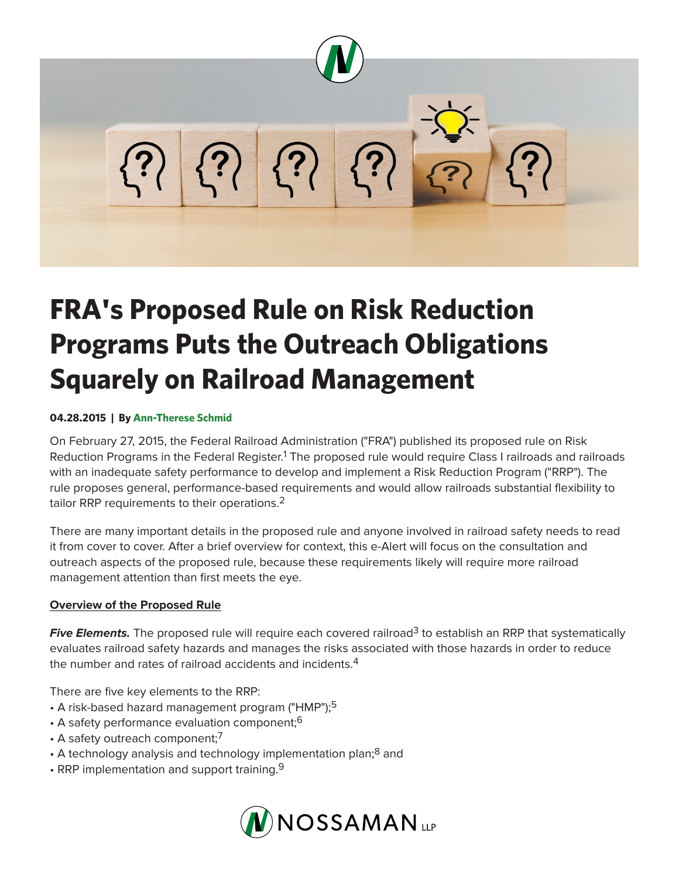# FRA's Proposed Rule on Risk Reduction Programs Puts the Outreach Obligations Squarely on Railroad Management

**04.28.2015 | By Ann-Therese Schmid**

On February 27, 2015, the Federal Railroad Administration ("FRA") published its proposed rule on Risk Reduction Programs in the Federal Register.[1] The proposed rule would require Class I railroads and railroads with an inadequate safety performance to develop and implement a Risk Reduction Program ("RRP"). The rule proposes general, performance-based requirements and would allow railroads substantial flexibility to tailor RRP requirements to their operations.[2]

There are many important details in the proposed rule and anyone involved in railroad safety needs to read it from cover to cover. After a brief overview for context, this e-Alert will focus on the consultation and outreach aspects of the proposed rule, because these requirements likely will require more railroad management attention than first meets the eye.

**Overview of the Proposed Rule**

***Five Elements.*** The proposed rule will require each covered railroad[3] to establish an RRP that systematically evaluates railroad safety hazards and manages the risks associated with those hazards in order to reduce the number and rates of railroad accidents and incidents.[4]

There are five key elements to the RRP:

- A risk-based hazard management program ("HMP");[5]
- A safety performance evaluation component;[6]
- A safety outreach component;[7]
- A technology analysis and technology implementation plan;[8] and
- RRP implementation and support training.[9]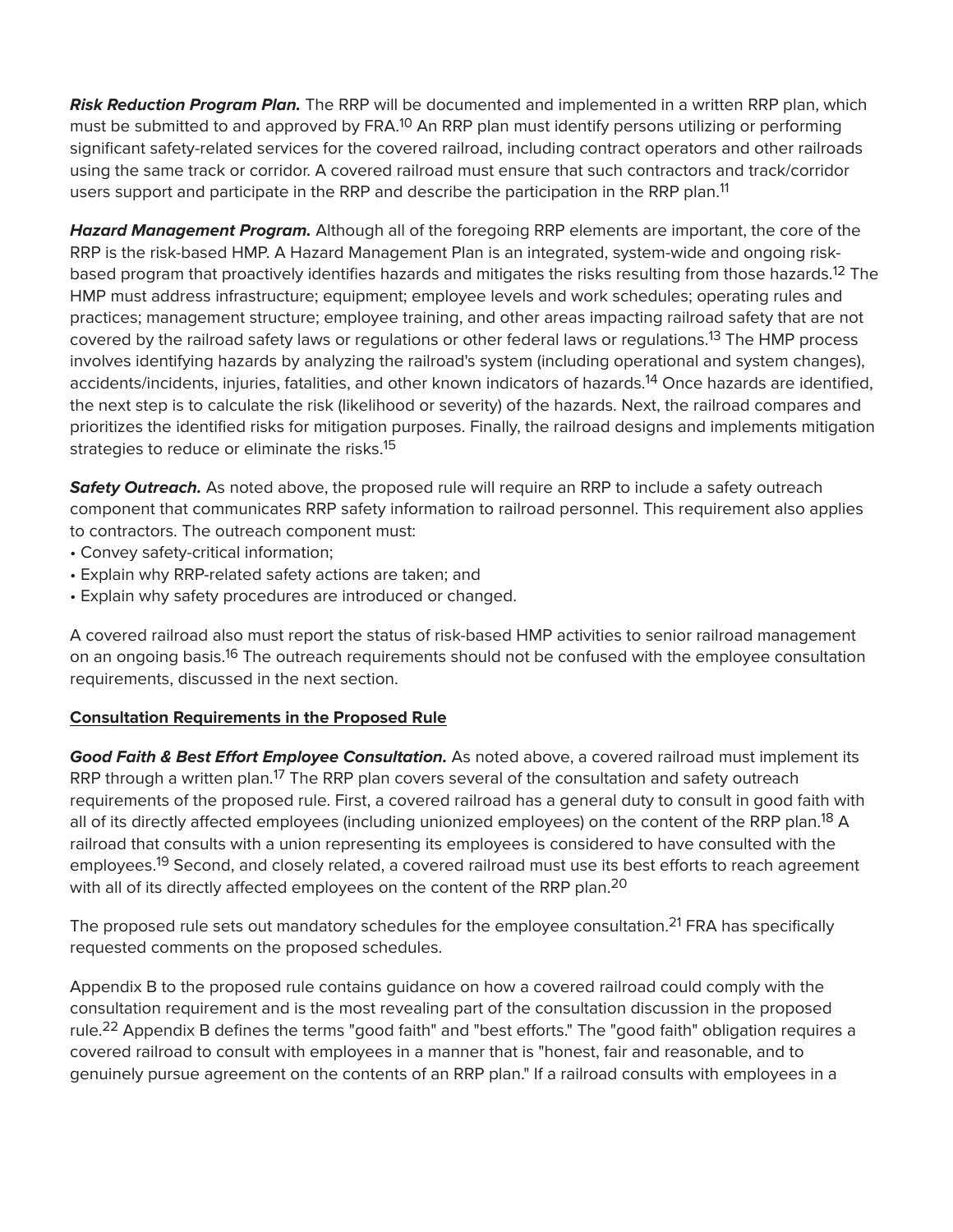***Risk Reduction Program Plan.*** The RRP will be documented and implemented in a written RRP plan, which must be submitted to and approved by FRA.[10] An RRP plan must identify persons utilizing or performing significant safety-related services for the covered railroad, including contract operators and other railroads using the same track or corridor. A covered railroad must ensure that such contractors and track/corridor users support and participate in the RRP and describe the participation in the RRP plan.[11]

***Hazard Management Program.*** Although all of the foregoing RRP elements are important, the core of the RRP is the risk-based HMP. A Hazard Management Plan is an integrated, system-wide and ongoing risk-based program that proactively identifies hazards and mitigates the risks resulting from those hazards.[12] The HMP must address infrastructure; equipment; employee levels and work schedules; operating rules and practices; management structure; employee training, and other areas impacting railroad safety that are not covered by the railroad safety laws or regulations or other federal laws or regulations.[13] The HMP process involves identifying hazards by analyzing the railroad's system (including operational and system changes), accidents/incidents, injuries, fatalities, and other known indicators of hazards.[14] Once hazards are identified, the next step is to calculate the risk (likelihood or severity) of the hazards. Next, the railroad compares and prioritizes the identified risks for mitigation purposes. Finally, the railroad designs and implements mitigation strategies to reduce or eliminate the risks.[15]

***Safety Outreach.*** As noted above, the proposed rule will require an RRP to include a safety outreach component that communicates RRP safety information to railroad personnel. This requirement also applies to contractors. The outreach component must:

- Convey safety-critical information;
- Explain why RRP-related safety actions are taken; and
- Explain why safety procedures are introduced or changed.

A covered railroad also must report the status of risk-based HMP activities to senior railroad management on an ongoing basis.[16] The outreach requirements should not be confused with the employee consultation requirements, discussed in the next section.

## Consultation Requirements in the Proposed Rule

***Good Faith & Best Effort Employee Consultation.*** As noted above, a covered railroad must implement its RRP through a written plan.[17] The RRP plan covers several of the consultation and safety outreach requirements of the proposed rule. First, a covered railroad has a general duty to consult in good faith with all of its directly affected employees (including unionized employees) on the content of the RRP plan.[18] A railroad that consults with a union representing its employees is considered to have consulted with the employees.[19] Second, and closely related, a covered railroad must use its best efforts to reach agreement with all of its directly affected employees on the content of the RRP plan.[20]

The proposed rule sets out mandatory schedules for the employee consultation.[21] FRA has specifically requested comments on the proposed schedules.

Appendix B to the proposed rule contains guidance on how a covered railroad could comply with the consultation requirement and is the most revealing part of the consultation discussion in the proposed rule.[22] Appendix B defines the terms "good faith" and "best efforts." The "good faith" obligation requires a covered railroad to consult with employees in a manner that is "honest, fair and reasonable, and to genuinely pursue agreement on the contents of an RRP plan." If a railroad consults with employees in a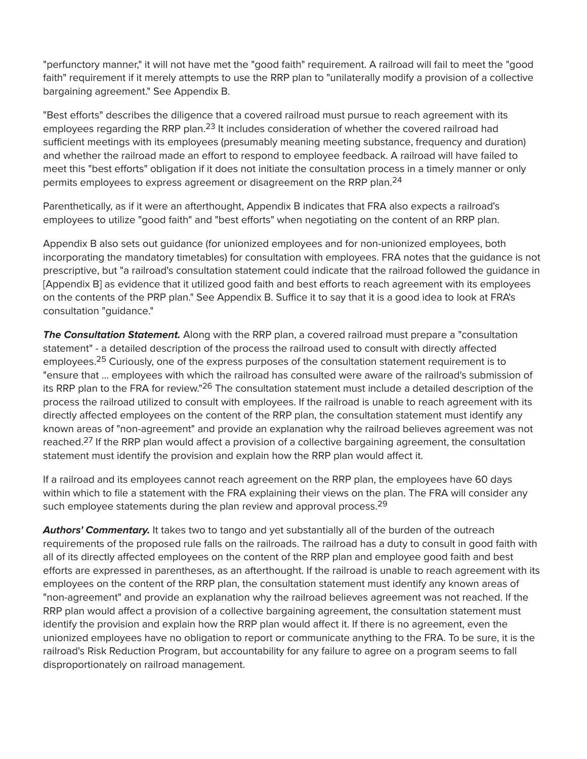"perfunctory manner," it will not have met the "good faith" requirement. A railroad will fail to meet the "good faith" requirement if it merely attempts to use the RRP plan to "unilaterally modify a provision of a collective bargaining agreement." See Appendix B.

"Best efforts" describes the diligence that a covered railroad must pursue to reach agreement with its employees regarding the RRP plan.[23] It includes consideration of whether the covered railroad had sufficient meetings with its employees (presumably meaning meeting substance, frequency and duration) and whether the railroad made an effort to respond to employee feedback. A railroad will have failed to meet this "best efforts" obligation if it does not initiate the consultation process in a timely manner or only permits employees to express agreement or disagreement on the RRP plan.[24]

Parenthetically, as if it were an afterthought, Appendix B indicates that FRA also expects a railroad's employees to utilize "good faith" and "best efforts" when negotiating on the content of an RRP plan.

Appendix B also sets out guidance (for unionized employees and for non-unionized employees, both incorporating the mandatory timetables) for consultation with employees. FRA notes that the guidance is not prescriptive, but "a railroad's consultation statement could indicate that the railroad followed the guidance in [Appendix B] as evidence that it utilized good faith and best efforts to reach agreement with its employees on the contents of the PRP plan." See Appendix B. Suffice it to say that it is a good idea to look at FRA's consultation "guidance."

***The Consultation Statement.*** Along with the RRP plan, a covered railroad must prepare a "consultation statement" - a detailed description of the process the railroad used to consult with directly affected employees.[25] Curiously, one of the express purposes of the consultation statement requirement is to "ensure that ... employees with which the railroad has consulted were aware of the railroad's submission of its RRP plan to the FRA for review."[26] The consultation statement must include a detailed description of the process the railroad utilized to consult with employees. If the railroad is unable to reach agreement with its directly affected employees on the content of the RRP plan, the consultation statement must identify any known areas of "non-agreement" and provide an explanation why the railroad believes agreement was not reached.[27] If the RRP plan would affect a provision of a collective bargaining agreement, the consultation statement must identify the provision and explain how the RRP plan would affect it.

If a railroad and its employees cannot reach agreement on the RRP plan, the employees have 60 days within which to file a statement with the FRA explaining their views on the plan. The FRA will consider any such employee statements during the plan review and approval process.[29]

***Authors' Commentary.*** It takes two to tango and yet substantially all of the burden of the outreach requirements of the proposed rule falls on the railroads. The railroad has a duty to consult in good faith with all of its directly affected employees on the content of the RRP plan and employee good faith and best efforts are expressed in parentheses, as an afterthought. If the railroad is unable to reach agreement with its employees on the content of the RRP plan, the consultation statement must identify any known areas of "non-agreement" and provide an explanation why the railroad believes agreement was not reached. If the RRP plan would affect a provision of a collective bargaining agreement, the consultation statement must identify the provision and explain how the RRP plan would affect it. If there is no agreement, even the unionized employees have no obligation to report or communicate anything to the FRA. To be sure, it is the railroad's Risk Reduction Program, but accountability for any failure to agree on a program seems to fall disproportionately on railroad management.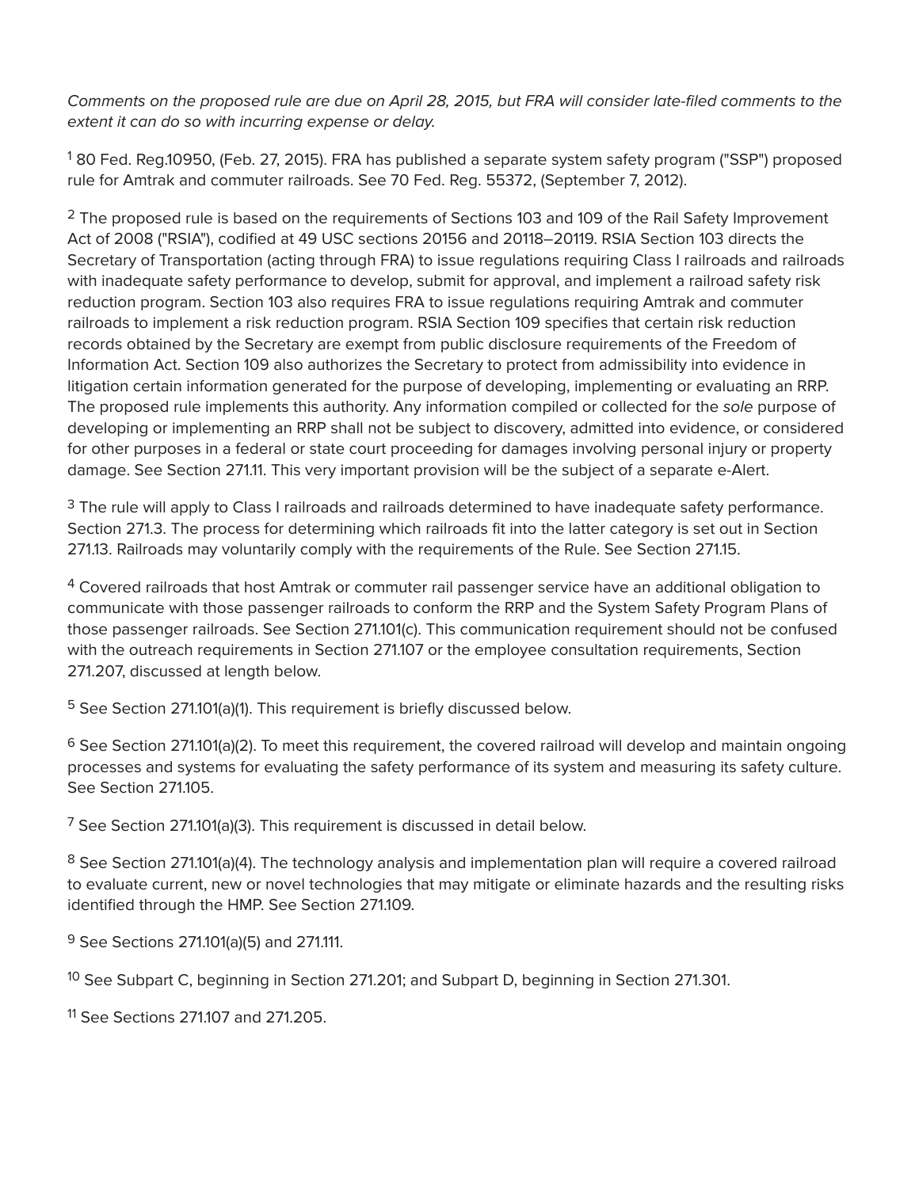*Comments on the proposed rule are due on April 28, 2015, but FRA will consider late-filed comments to the extent it can do so with incurring expense or delay.*

[1] 80 Fed. Reg.10950, (Feb. 27, 2015). FRA has published a separate system safety program ("SSP") proposed rule for Amtrak and commuter railroads. See 70 Fed. Reg. 55372, (September 7, 2012).

[2] The proposed rule is based on the requirements of Sections 103 and 109 of the Rail Safety Improvement Act of 2008 ("RSIA"), codified at 49 USC sections 20156 and 20118–20119. RSIA Section 103 directs the Secretary of Transportation (acting through FRA) to issue regulations requiring Class I railroads and railroads with inadequate safety performance to develop, submit for approval, and implement a railroad safety risk reduction program. Section 103 also requires FRA to issue regulations requiring Amtrak and commuter railroads to implement a risk reduction program. RSIA Section 109 specifies that certain risk reduction records obtained by the Secretary are exempt from public disclosure requirements of the Freedom of Information Act. Section 109 also authorizes the Secretary to protect from admissibility into evidence in litigation certain information generated for the purpose of developing, implementing or evaluating an RRP. The proposed rule implements this authority. Any information compiled or collected for the *sole* purpose of developing or implementing an RRP shall not be subject to discovery, admitted into evidence, or considered for other purposes in a federal or state court proceeding for damages involving personal injury or property damage. See Section 271.11. This very important provision will be the subject of a separate e-Alert.

[3] The rule will apply to Class I railroads and railroads determined to have inadequate safety performance. Section 271.3. The process for determining which railroads fit into the latter category is set out in Section 271.13. Railroads may voluntarily comply with the requirements of the Rule. See Section 271.15.

[4] Covered railroads that host Amtrak or commuter rail passenger service have an additional obligation to communicate with those passenger railroads to conform the RRP and the System Safety Program Plans of those passenger railroads. See Section 271.101(c). This communication requirement should not be confused with the outreach requirements in Section 271.107 or the employee consultation requirements, Section 271.207, discussed at length below.

[5] See Section 271.101(a)(1). This requirement is briefly discussed below.

[6] See Section 271.101(a)(2). To meet this requirement, the covered railroad will develop and maintain ongoing processes and systems for evaluating the safety performance of its system and measuring its safety culture. See Section 271.105.

[7] See Section 271.101(a)(3). This requirement is discussed in detail below.

[8] See Section 271.101(a)(4). The technology analysis and implementation plan will require a covered railroad to evaluate current, new or novel technologies that may mitigate or eliminate hazards and the resulting risks identified through the HMP. See Section 271.109.

[9] See Sections 271.101(a)(5) and 271.111.

[10] See Subpart C, beginning in Section 271.201; and Subpart D, beginning in Section 271.301.

[11] See Sections 271.107 and 271.205.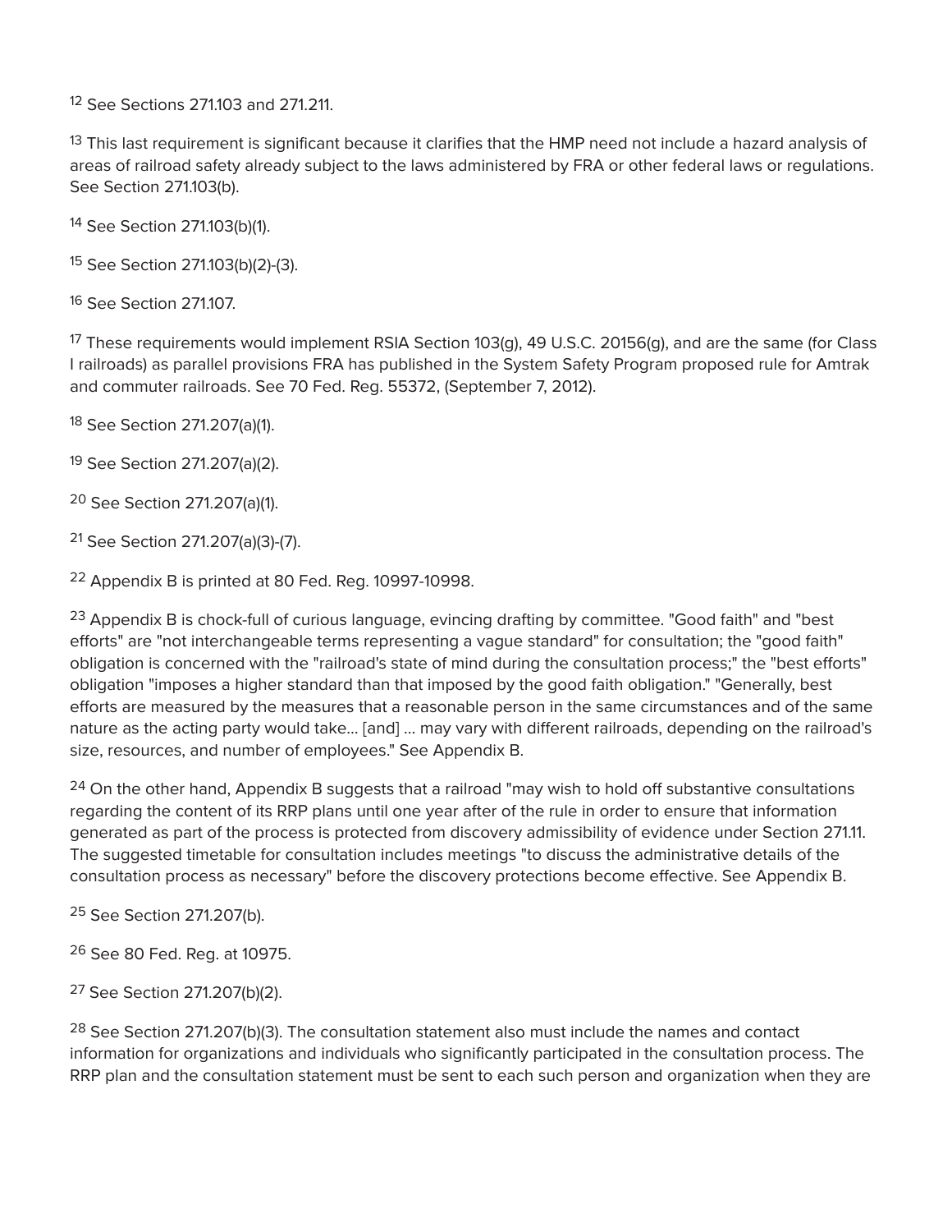[12] See Sections 271.103 and 271.211.

[13] This last requirement is significant because it clarifies that the HMP need not include a hazard analysis of areas of railroad safety already subject to the laws administered by FRA or other federal laws or regulations. See Section 271.103(b).

[14] See Section 271.103(b)(1).

[15] See Section 271.103(b)(2)-(3).

[16] See Section 271.107.

[17] These requirements would implement RSIA Section 103(g), 49 U.S.C. 20156(g), and are the same (for Class I railroads) as parallel provisions FRA has published in the System Safety Program proposed rule for Amtrak and commuter railroads. See 70 Fed. Reg. 55372, (September 7, 2012).

[18] See Section 271.207(a)(1).

[19] See Section 271.207(a)(2).

[20] See Section 271.207(a)(1).

[21] See Section 271.207(a)(3)-(7).

[22] Appendix B is printed at 80 Fed. Reg. 10997-10998.

[23] Appendix B is chock-full of curious language, evincing drafting by committee. "Good faith" and "best efforts" are "not interchangeable terms representing a vague standard" for consultation; the "good faith" obligation is concerned with the "railroad's state of mind during the consultation process;" the "best efforts" obligation "imposes a higher standard than that imposed by the good faith obligation." "Generally, best efforts are measured by the measures that a reasonable person in the same circumstances and of the same nature as the acting party would take... [and] ... may vary with different railroads, depending on the railroad's size, resources, and number of employees." See Appendix B.

[24] On the other hand, Appendix B suggests that a railroad "may wish to hold off substantive consultations regarding the content of its RRP plans until one year after of the rule in order to ensure that information generated as part of the process is protected from discovery admissibility of evidence under Section 271.11. The suggested timetable for consultation includes meetings "to discuss the administrative details of the consultation process as necessary" before the discovery protections become effective. See Appendix B.

[25] See Section 271.207(b).

[26] See 80 Fed. Reg. at 10975.

[27] See Section 271.207(b)(2).

[28] See Section 271.207(b)(3). The consultation statement also must include the names and contact information for organizations and individuals who significantly participated in the consultation process. The RRP plan and the consultation statement must be sent to each such person and organization when they are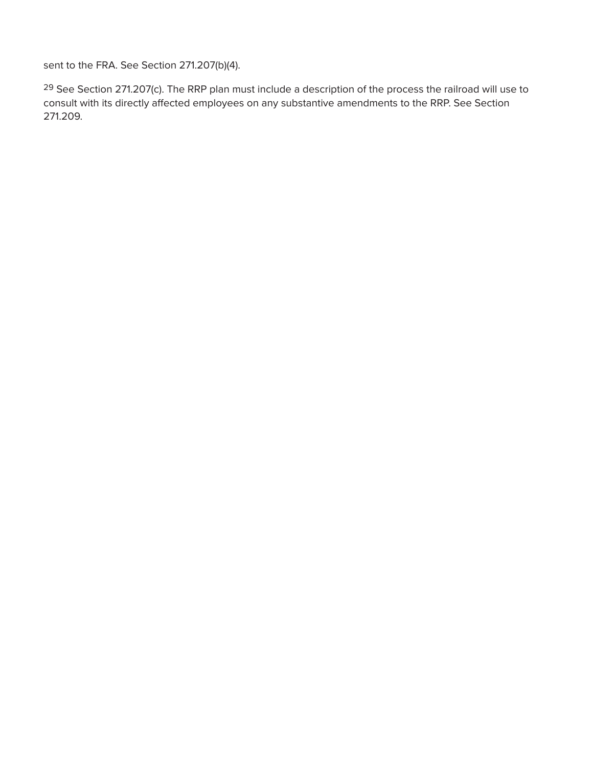sent to the FRA. See Section 271.207(b)(4).

[29] See Section 271.207(c). The RRP plan must include a description of the process the railroad will use to consult with its directly affected employees on any substantive amendments to the RRP. See Section 271.209.